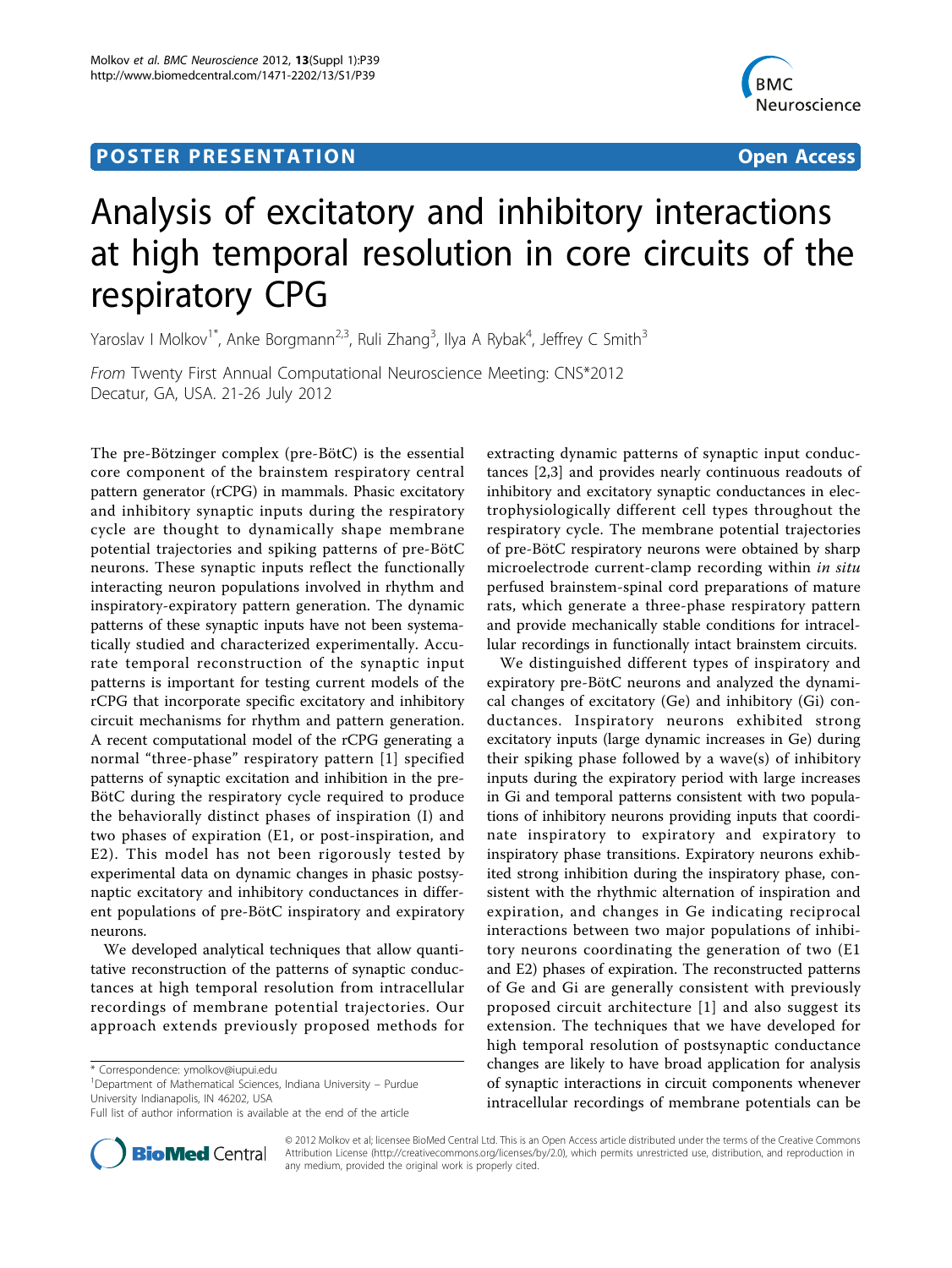POSTER PRESENTATION

Open Access

# Analysis of excitatory and inhibitory interactions at high temporal resolution in core circuits of the respiratory CPG

Yaroslav I Molkov[1*], Anke Borgmann[2,3], Ruli Zhang[3], Ilya A Rybak[4], Jeffrey C Smith[3]

*From* Twenty First Annual Computational Neuroscience Meeting: CNS*2012
Decatur, GA, USA. 21-26 July 2012

The pre-Bötzinger complex (pre-BötC) is the essential core component of the brainstem respiratory central pattern generator (rCPG) in mammals. Phasic excitatory and inhibitory synaptic inputs during the respiratory cycle are thought to dynamically shape membrane potential trajectories and spiking patterns of pre-BötC neurons. These synaptic inputs reflect the functionally interacting neuron populations involved in rhythm and inspiratory-expiratory pattern generation. The dynamic patterns of these synaptic inputs have not been systematically studied and characterized experimentally. Accurate temporal reconstruction of the synaptic input patterns is important for testing current models of the rCPG that incorporate specific excitatory and inhibitory circuit mechanisms for rhythm and pattern generation. A recent computational model of the rCPG generating a normal "three-phase" respiratory pattern [1] specified patterns of synaptic excitation and inhibition in the pre-BötC during the respiratory cycle required to produce the behaviorally distinct phases of inspiration (I) and two phases of expiration (E1, or post-inspiration, and E2). This model has not been rigorously tested by experimental data on dynamic changes in phasic postsynaptic excitatory and inhibitory conductances in different populations of pre-BötC inspiratory and expiratory neurons.

We developed analytical techniques that allow quantitative reconstruction of the patterns of synaptic conductances at high temporal resolution from intracellular recordings of membrane potential trajectories. Our approach extends previously proposed methods for extracting dynamic patterns of synaptic input conductances [2,3] and provides nearly continuous readouts of inhibitory and excitatory synaptic conductances in electrophysiologically different cell types throughout the respiratory cycle. The membrane potential trajectories of pre-BötC respiratory neurons were obtained by sharp microelectrode current-clamp recording within *in situ* perfused brainstem-spinal cord preparations of mature rats, which generate a three-phase respiratory pattern and provide mechanically stable conditions for intracellular recordings in functionally intact brainstem circuits.

We distinguished different types of inspiratory and expiratory pre-BötC neurons and analyzed the dynamical changes of excitatory (Ge) and inhibitory (Gi) conductances. Inspiratory neurons exhibited strong excitatory inputs (large dynamic increases in Ge) during their spiking phase followed by a wave(s) of inhibitory inputs during the expiratory period with large increases in Gi and temporal patterns consistent with two populations of inhibitory neurons providing inputs that coordinate inspiratory to expiratory and expiratory to inspiratory phase transitions. Expiratory neurons exhibited strong inhibition during the inspiratory phase, consistent with the rhythmic alternation of inspiration and expiration, and changes in Ge indicating reciprocal interactions between two major populations of inhibitory neurons coordinating the generation of two (E1 and E2) phases of expiration. The reconstructed patterns of Ge and Gi are generally consistent with previously proposed circuit architecture [1] and also suggest its extension. The techniques that we have developed for high temporal resolution of postsynaptic conductance changes are likely to have broad application for analysis of synaptic interactions in circuit components whenever intracellular recordings of membrane potentials can be

---

* Correspondence: ymolkov@iupui.edu
[1]Department of Mathematical Sciences, Indiana University – Purdue University Indianapolis, IN 46202, USA
Full list of author information is available at the end of the article

© 2012 Molkov et al; licensee BioMed Central Ltd. This is an Open Access article distributed under the terms of the Creative Commons Attribution License (http://creativecommons.org/licenses/by/2.0), which permits unrestricted use, distribution, and reproduction in any medium, provided the original work is properly cited.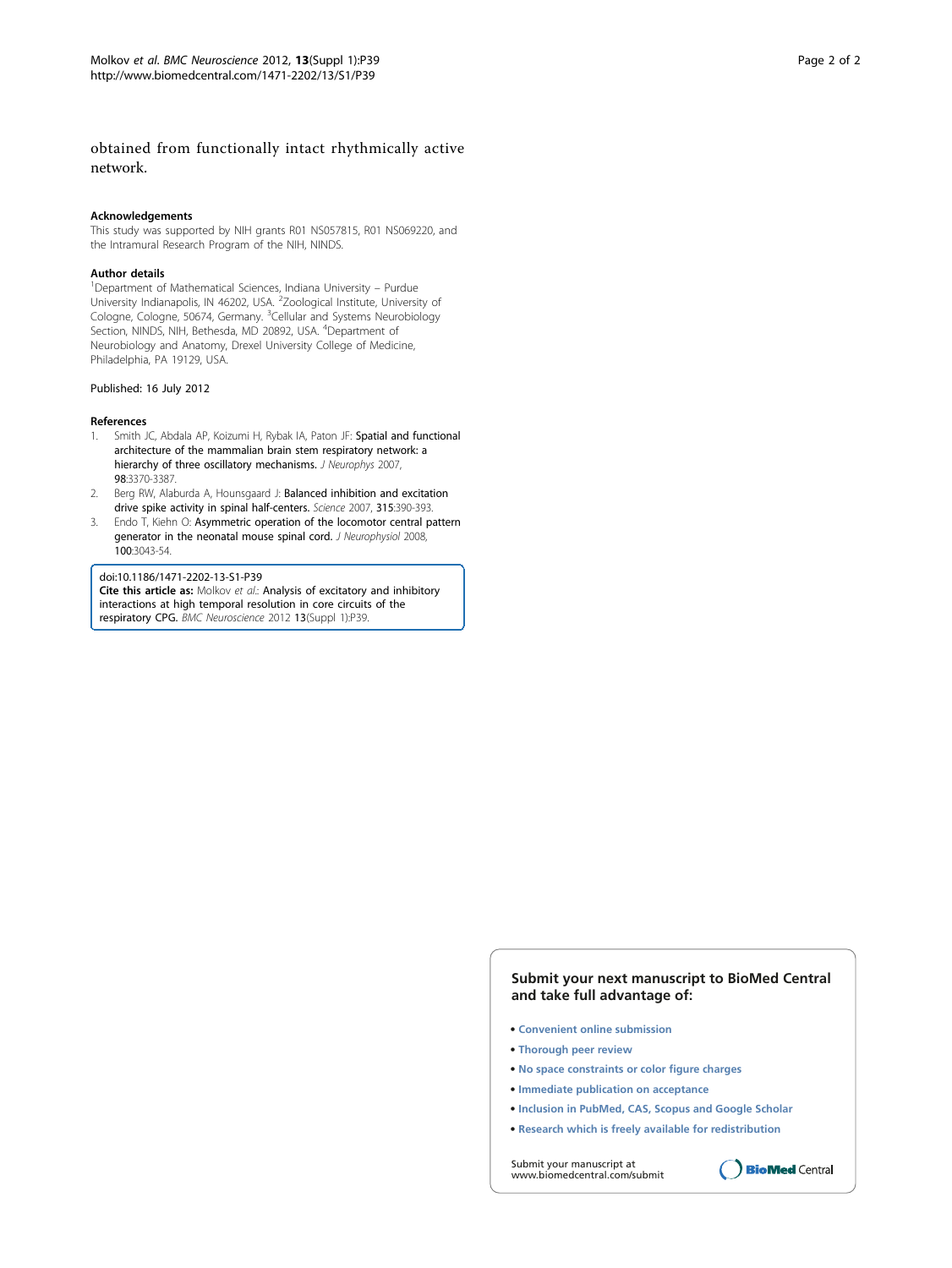obtained from functionally intact rhythmically active network.

#### Acknowledgements

This study was supported by NIH grants R01 NS057815, R01 NS069220, and the Intramural Research Program of the NIH, NINDS.

#### Author details

[1]Department of Mathematical Sciences, Indiana University – Purdue University Indianapolis, IN 46202, USA. [2]Zoological Institute, University of Cologne, Cologne, 50674, Germany. [3]Cellular and Systems Neurobiology Section, NINDS, NIH, Bethesda, MD 20892, USA. [4]Department of Neurobiology and Anatomy, Drexel University College of Medicine, Philadelphia, PA 19129, USA.

Published: 16 July 2012

#### References

1. Smith JC, Abdala AP, Koizumi H, Rybak IA, Paton JF: **Spatial and functional architecture of the mammalian brain stem respiratory network: a hierarchy of three oscillatory mechanisms.** *J Neurophys* 2007, **98**:3370-3387.
2. Berg RW, Alaburda A, Hounsgaard J: **Balanced inhibition and excitation drive spike activity in spinal half-centers.** *Science* 2007, **315**:390-393.
3. Endo T, Kiehn O: **Asymmetric operation of the locomotor central pattern generator in the neonatal mouse spinal cord.** *J Neurophysiol* 2008, **100**:3043-54.

doi:10.1186/1471-2202-13-S1-P39
**Cite this article as:** Molkov *et al.*: Analysis of excitatory and inhibitory interactions at high temporal resolution in core circuits of the respiratory CPG. *BMC Neuroscience* 2012 **13**(Suppl 1):P39.

**Submit your next manuscript to BioMed Central and take full advantage of:**

- **Convenient online submission**
- **Thorough peer review**
- **No space constraints or color figure charges**
- **Immediate publication on acceptance**
- **Inclusion in PubMed, CAS, Scopus and Google Scholar**
- **Research which is freely available for redistribution**

Submit your manuscript at
www.biomedcentral.com/submit

BioMed Central